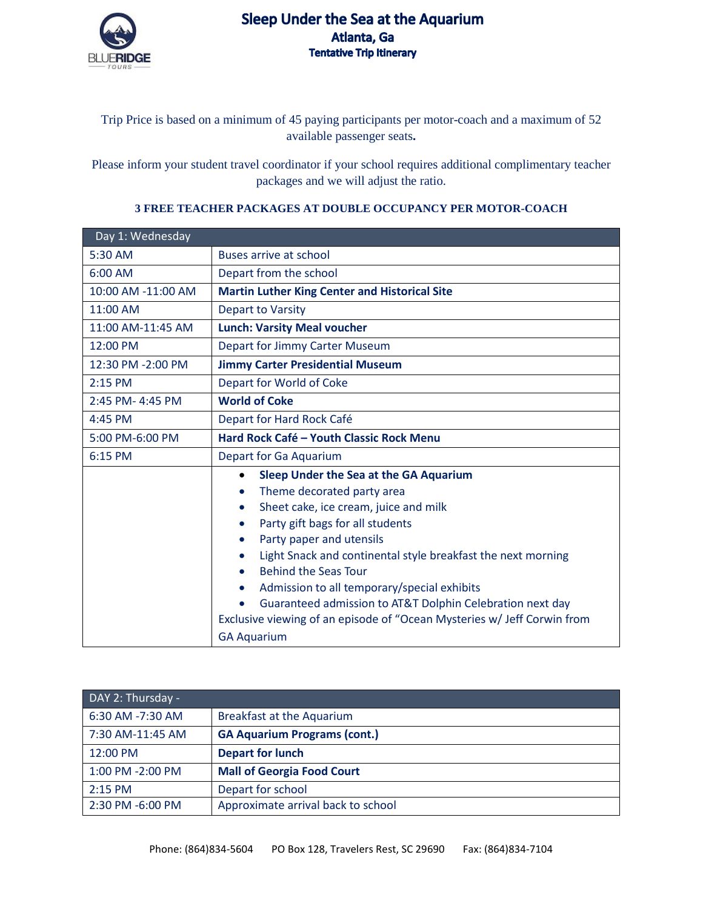# Sleep Under the Sea at the Aquarium

## Atlanta, Ga

### Tentative Trip Itinerary

Trip Price is based on a minimum of 45 paying participants per motor-coach and a maximum of 52 available passenger seats**.**

Please inform your student travel coordinator if your school requires additional complimentary teacher packages and we will adjust the ratio.

**3 FREE TEACHER PACKAGES AT DOUBLE OCCUPANCY PER MOTOR-COACH**

| Day 1: Wednesday | |
|---|---|
| 5:30 AM | Buses arrive at school |
| 6:00 AM | Depart from the school |
| 10:00 AM -11:00 AM | **Martin Luther King Center and Historical Site** |
| 11:00 AM | Depart to Varsity |
| 11:00 AM-11:45 AM | **Lunch: Varsity Meal voucher** |
| 12:00 PM | Depart for Jimmy Carter Museum |
| 12:30 PM -2:00 PM | **Jimmy Carter Presidential Museum** |
| 2:15 PM | Depart for World of Coke |
| 2:45 PM- 4:45 PM | **World of Coke** |
| 4:45 PM | Depart for Hard Rock Café |
| 5:00 PM-6:00 PM | **Hard Rock Café – Youth Classic Rock Menu** |
| 6:15 PM | Depart for Ga Aquarium |
| | • **Sleep Under the Sea at the GA Aquarium**<br>• Theme decorated party area<br>• Sheet cake, ice cream, juice and milk<br>• Party gift bags for all students<br>• Party paper and utensils<br>• Light Snack and continental style breakfast the next morning<br>• Behind the Seas Tour<br>• Admission to all temporary/special exhibits<br>• Guaranteed admission to AT&T Dolphin Celebration next day<br>Exclusive viewing of an episode of "Ocean Mysteries w/ Jeff Corwin from GA Aquarium |

| DAY 2: Thursday - | |
|---|---|
| 6:30 AM -7:30 AM | Breakfast at the Aquarium |
| 7:30 AM-11:45 AM | **GA Aquarium Programs (cont.)** |
| 12:00 PM | **Depart for lunch** |
| 1:00 PM -2:00 PM | **Mall of Georgia Food Court** |
| 2:15 PM | Depart for school |
| 2:30 PM -6:00 PM | Approximate arrival back to school |

Phone: (864)834-5604 PO Box 128, Travelers Rest, SC 29690 Fax: (864)834-7104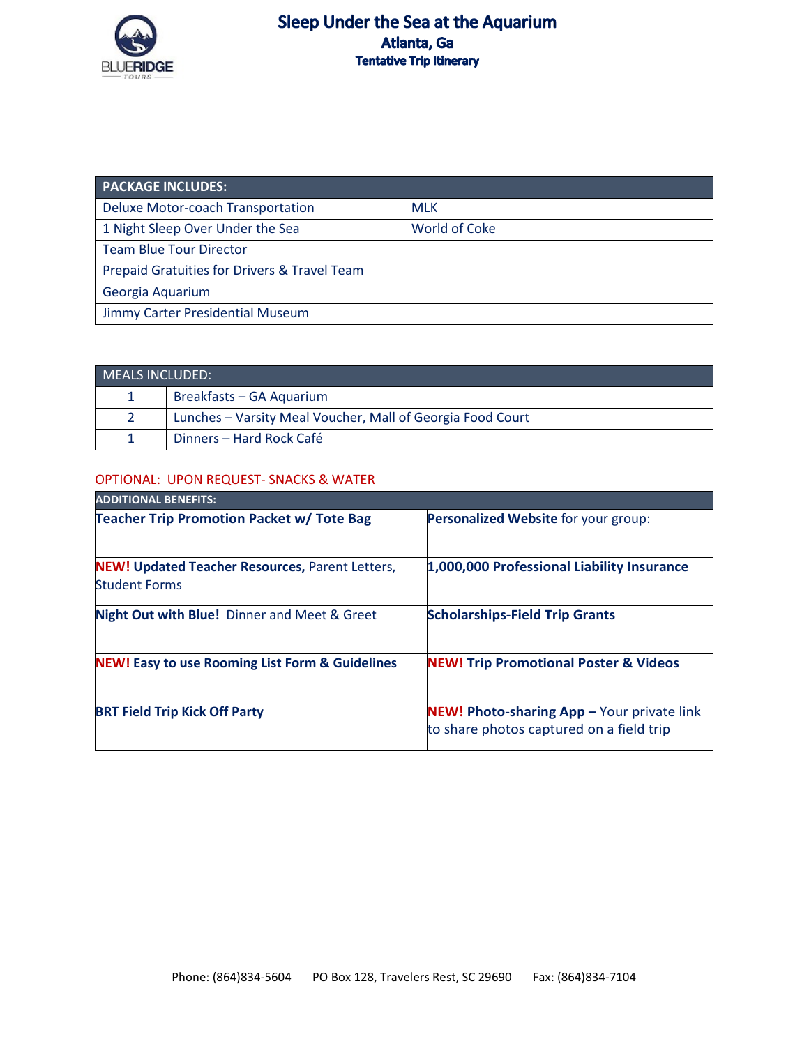# Sleep Under the Sea at the Aquarium

## Atlanta, Ga

### Tentative Trip Itinerary

| PACKAGE INCLUDES: | |
|---|---|
| Deluxe Motor-coach Transportation | MLK |
| 1 Night Sleep Over Under the Sea | World of Coke |
| Team Blue Tour Director | |
| Prepaid Gratuities for Drivers & Travel Team | |
| Georgia Aquarium | |
| Jimmy Carter Presidential Museum | |

| MEALS INCLUDED: | |
|---|---|
| 1 | Breakfasts – GA Aquarium |
| 2 | Lunches – Varsity Meal Voucher, Mall of Georgia Food Court |
| 1 | Dinners – Hard Rock Café |

OPTIONAL: UPON REQUEST- SNACKS & WATER

| ADDITIONAL BENEFITS: | |
|---|---|
| **Teacher Trip Promotion Packet w/ Tote Bag** | **Personalized Website** for your group: |
| **NEW! Updated Teacher Resources,** Parent Letters, Student Forms | **1,000,000 Professional Liability Insurance** |
| **Night Out with Blue!** Dinner and Meet & Greet | **Scholarships-Field Trip Grants** |
| **NEW! Easy to use Rooming List Form & Guidelines** | **NEW! Trip Promotional Poster & Videos** |
| **BRT Field Trip Kick Off Party** | **NEW! Photo-sharing App –** Your private link to share photos captured on a field trip |

Phone: (864)834-5604 PO Box 128, Travelers Rest, SC 29690 Fax: (864)834-7104